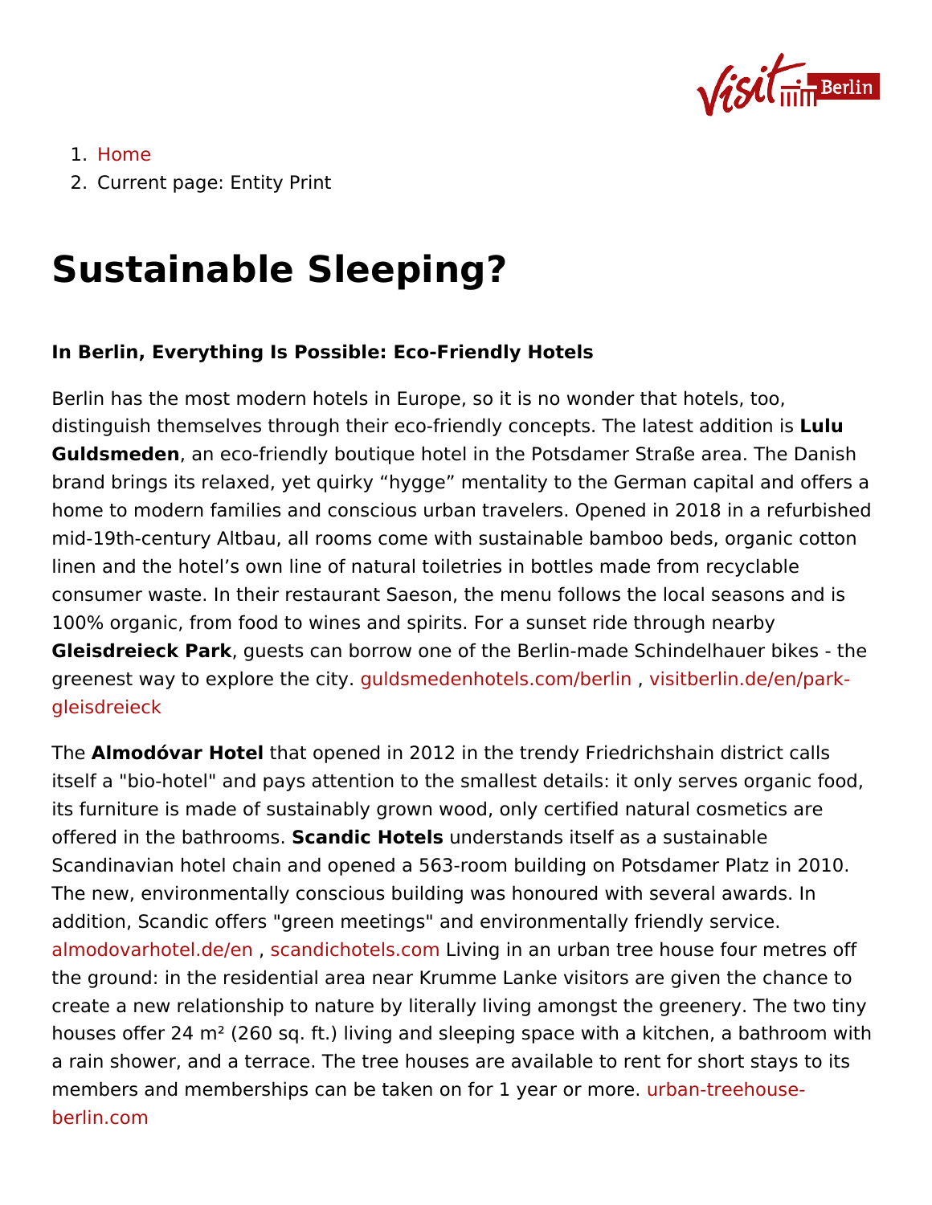1. Home
2. Current page: Entity Print

# Sustainable Sleeping?

**In Berlin, Everything Is Possible: Eco-Friendly Hotels**

Berlin has the most modern hotels in Europe, so it is no wonder that hotels, too, distinguish themselves through their eco-friendly concepts. The latest addition is **Lulu Guldsmeden**, an eco-friendly boutique hotel in the Potsdamer Straße area. The Danish brand brings its relaxed, yet quirky "hygge" mentality to the German capital and offers a home to modern families and conscious urban travelers. Opened in 2018 in a refurbished mid-19th-century Altbau, all rooms come with sustainable bamboo beds, organic cotton linen and the hotel's own line of natural toiletries in bottles made from recyclable consumer waste. In their restaurant Saeson, the menu follows the local seasons and is 100% organic, from food to wines and spirits. For a sunset ride through nearby **Gleisdreieck Park**, guests can borrow one of the Berlin-made Schindelhauer bikes - the greenest way to explore the city. guldsmedenhotels.com/berlin , visitberlin.de/en/park-gleisdreieck

The **Almodóvar Hotel** that opened in 2012 in the trendy Friedrichshain district calls itself a "bio-hotel" and pays attention to the smallest details: it only serves organic food, its furniture is made of sustainably grown wood, only certified natural cosmetics are offered in the bathrooms. **Scandic Hotels** understands itself as a sustainable Scandinavian hotel chain and opened a 563-room building on Potsdamer Platz in 2010. The new, environmentally conscious building was honoured with several awards. In addition, Scandic offers "green meetings" and environmentally friendly service. almodovarhotel.de/en , scandichotels.com Living in an urban tree house four metres off the ground: in the residential area near Krumme Lanke visitors are given the chance to create a new relationship to nature by literally living amongst the greenery. The two tiny houses offer 24 m² (260 sq. ft.) living and sleeping space with a kitchen, a bathroom with a rain shower, and a terrace. The tree houses are available to rent for short stays to its members and memberships can be taken on for 1 year or more. urban-treehouse-berlin.com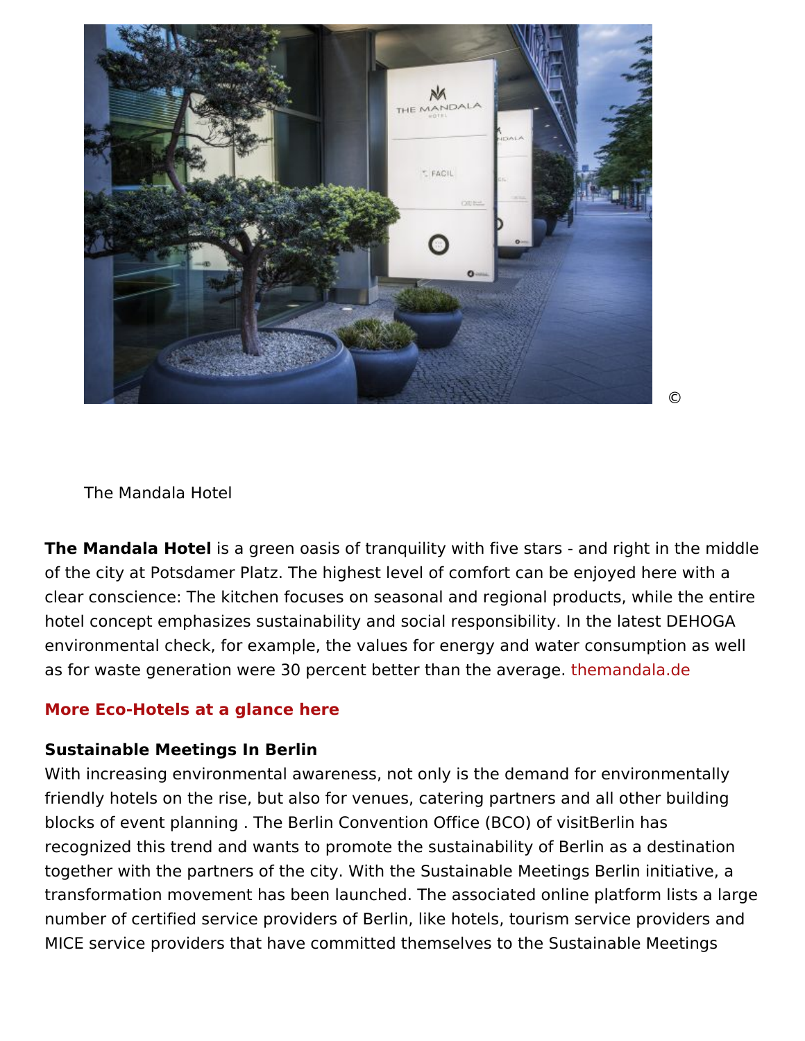©

The Mandala Hotel

**The Mandala Hotel** is a green oasis of tranquility with five stars - and right in the middle of the city at Potsdamer Platz. The highest level of comfort can be enjoyed here with a clear conscience: The kitchen focuses on seasonal and regional products, while the entire hotel concept emphasizes sustainability and social responsibility. In the latest DEHOGA environmental check, for example, the values for energy and water consumption as well as for waste generation were 30 percent better than the average. themandala.de

**More Eco-Hotels at a glance here**

**Sustainable Meetings In Berlin**

With increasing environmental awareness, not only is the demand for environmentally friendly hotels on the rise, but also for venues, catering partners and all other building blocks of event planning . The Berlin Convention Office (BCO) of visitBerlin has recognized this trend and wants to promote the sustainability of Berlin as a destination together with the partners of the city. With the Sustainable Meetings Berlin initiative, a transformation movement has been launched. The associated online platform lists a large number of certified service providers of Berlin, like hotels, tourism service providers and MICE service providers that have committed themselves to the Sustainable Meetings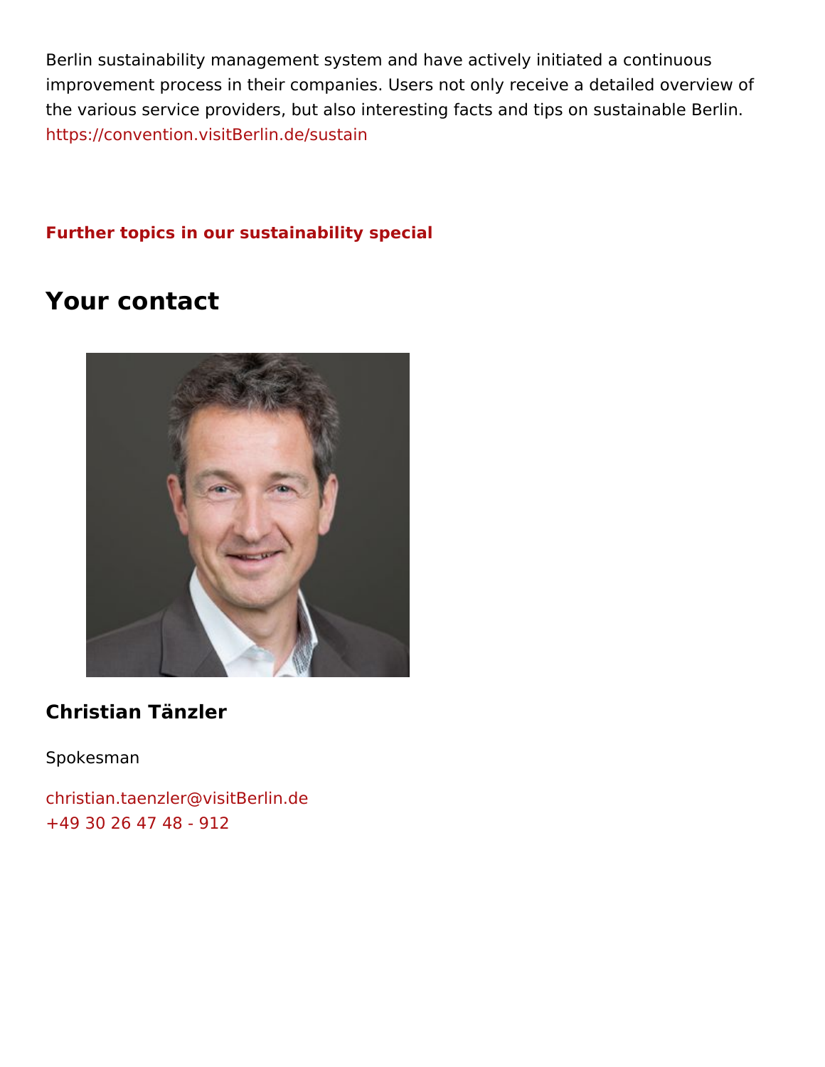Berlin sustainability management system and have actively initiated a continuous improvement process in their companies. Users not only receive a detailed overview of the various service providers, but also interesting facts and tips on sustainable Berlin.
https://convention.visitBerlin.de/sustain

**Further topics in our sustainability special**

## Your contact

### Christian Tänzler

Spokesman

christian.taenzler@visitBerlin.de
+49 30 26 47 48 - 912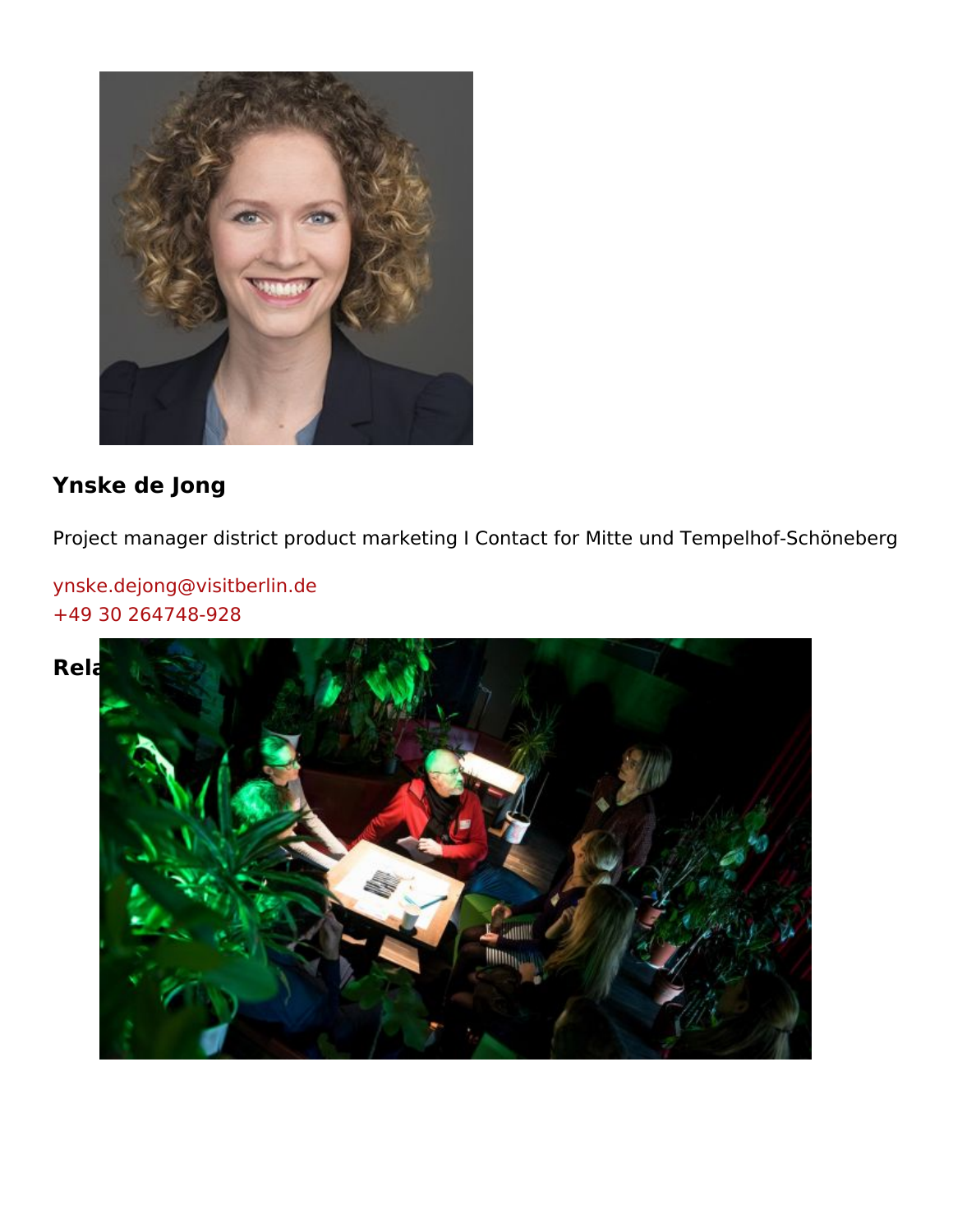### Ynske de Jong

Project manager district product marketing I Contact for Mitte und Tempelhof-Schöneberg

ynske.dejong@visitberlin.de
+49 30 264748-928

### Rela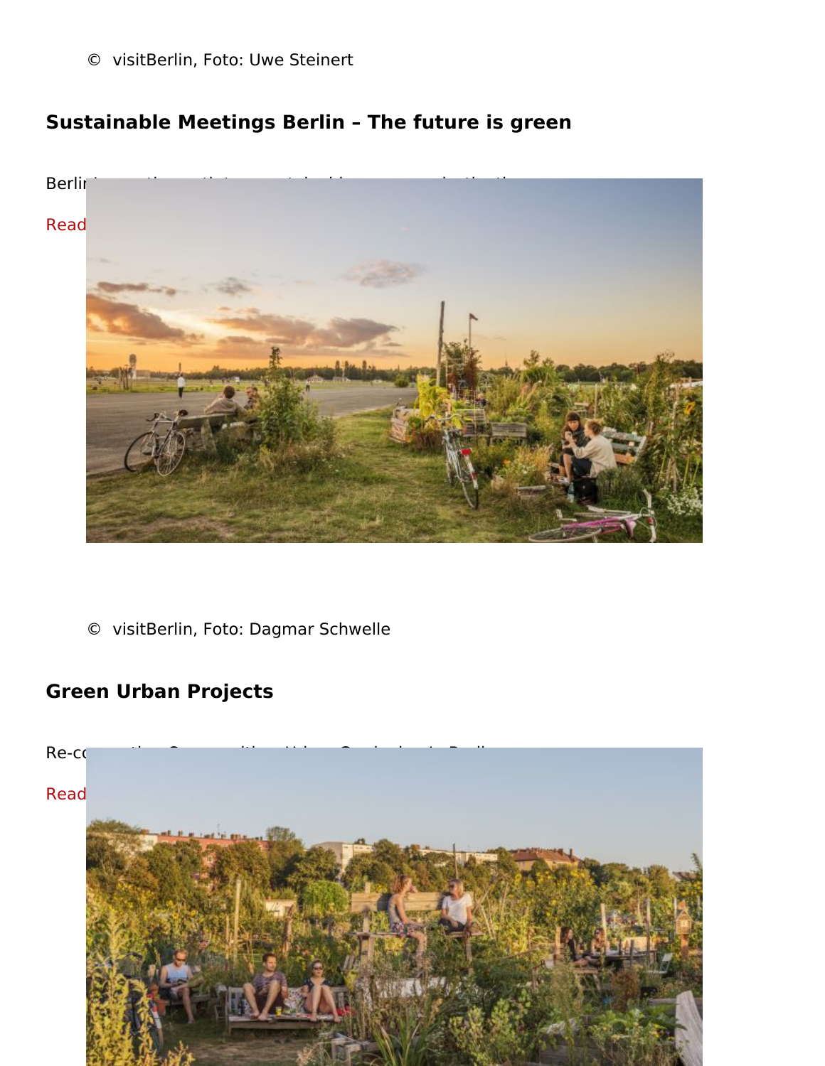© visitBerlin, Foto: Uwe Steinert

## Sustainable Meetings Berlin – The future is green

Berlin

Read

© visitBerlin, Foto: Dagmar Schwelle

## Green Urban Projects

Re-co

Read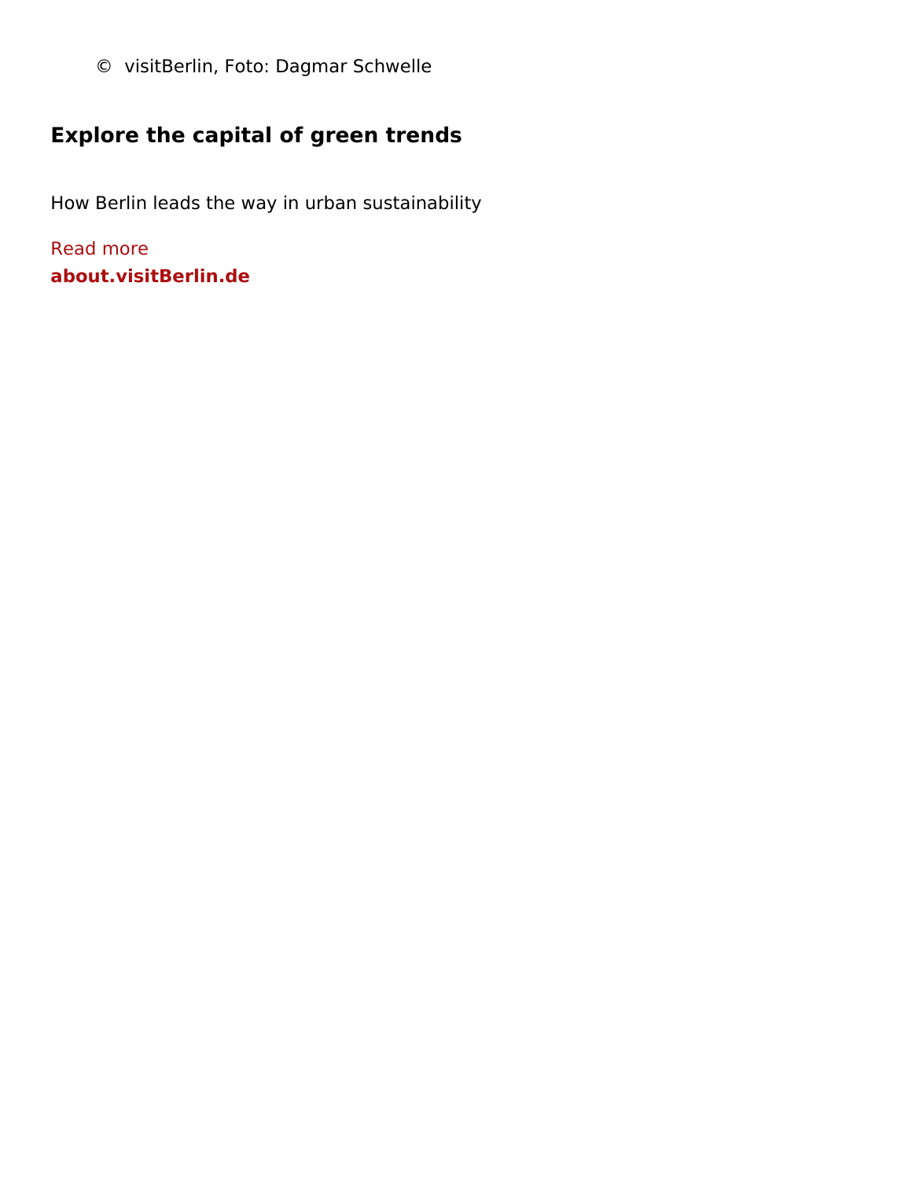- © visitBerlin, Foto: Dagmar Schwelle

### Explore the capital of green trends

How Berlin leads the way in urban sustainability

Read more
**about.visitBerlin.de**